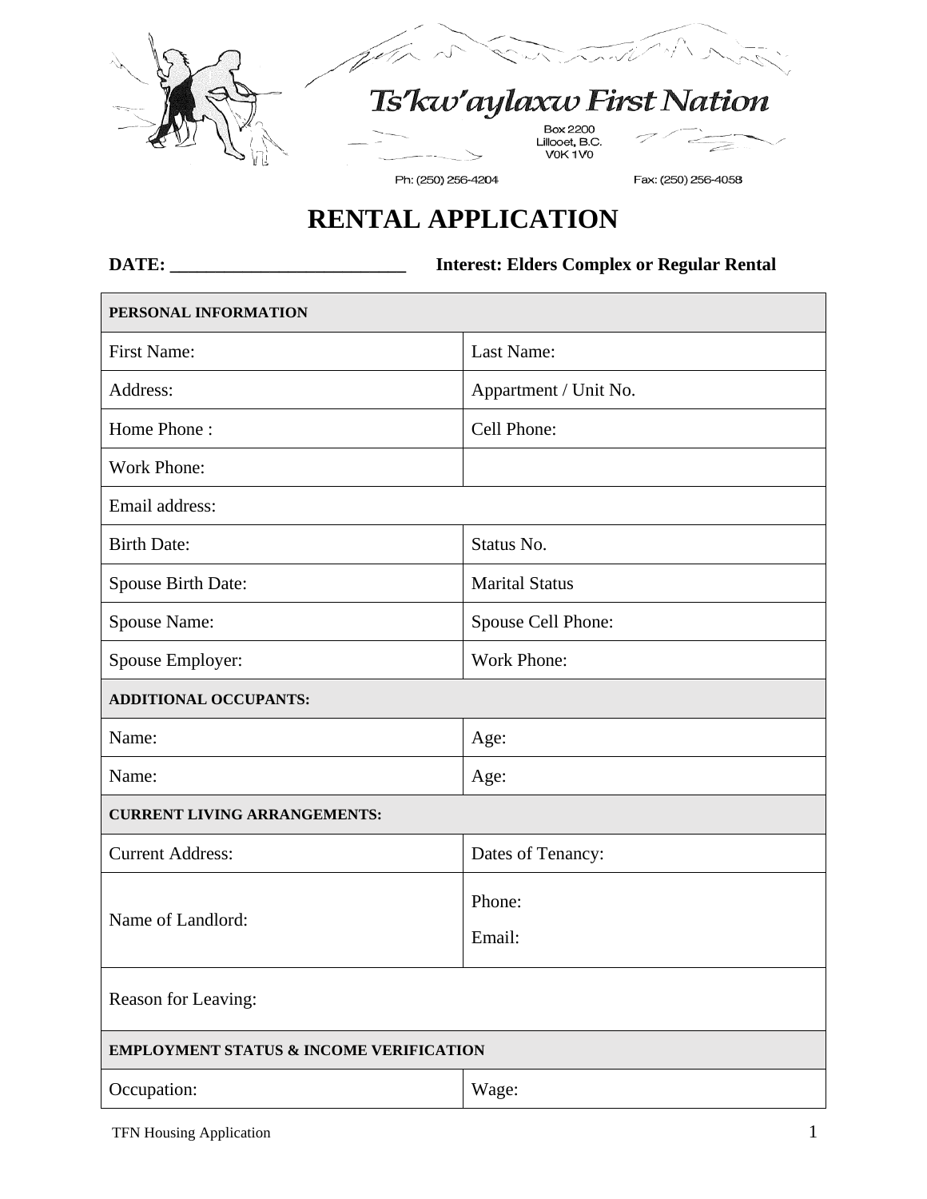Ts'kw'aylaxw First Nation

Box 2200
Lillooet, B.C.
V0K 1V0

Ph: (250) 256-4204 Fax: (250) 256-4058

# RENTAL APPLICATION

**DATE: __________________________** **Interest: Elders Complex or Regular Rental**

| **PERSONAL INFORMATION** | |
|---|---|
| First Name: | Last Name: |
| Address: | Appartment / Unit No. |
| Home Phone : | Cell Phone: |
| Work Phone: | |
| Email address: | |
| Birth Date: | Status No. |
| Spouse Birth Date: | Marital Status |
| Spouse Name: | Spouse Cell Phone: |
| Spouse Employer: | Work Phone: |
| **ADDITIONAL OCCUPANTS:** | |
| Name: | Age: |
| Name: | Age: |
| **CURRENT LIVING ARRANGEMENTS:** | |
| Current Address: | Dates of Tenancy: |
| Name of Landlord: | Phone:<br>Email: |
| Reason for Leaving: | |
| **EMPLOYMENT STATUS & INCOME VERIFICATION** | |
| Occupation: | Wage: |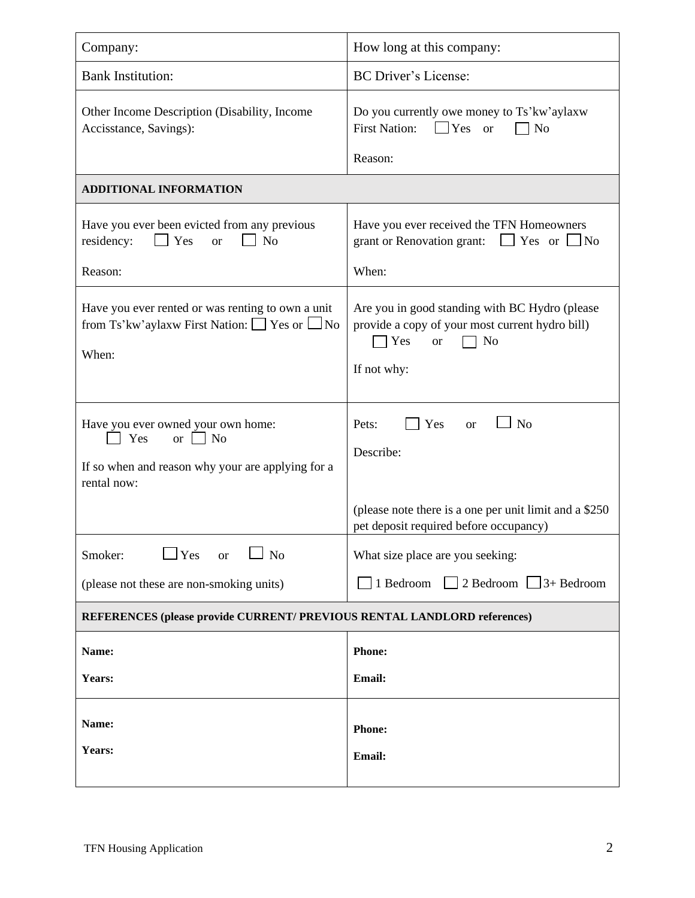| Company: | How long at this company: |
|---|---|
| Bank Institution: | BC Driver's License: |
| Other Income Description (Disability, Income Accisstance, Savings): | Do you currently owe money to Ts'kw'aylaxw First Nation: ☐ Yes or ☐ No<br><br>Reason: |
| **ADDITIONAL INFORMATION** | |
| Have you ever been evicted from any previous residency: ☐ Yes or ☐ No<br><br>Reason: | Have you ever received the TFN Homeowners grant or Renovation grant: ☐ Yes or ☐ No<br><br>When: |
| Have you ever rented or was renting to own a unit from Ts'kw'aylaxw First Nation: ☐ Yes or ☐ No<br><br>When: | Are you in good standing with BC Hydro (please provide a copy of your most current hydro bill)<br>☐ Yes or ☐ No<br><br>If not why: |
| Have you ever owned your own home:<br>☐ Yes or ☐ No<br><br>If so when and reason why your are applying for a rental now: | Pets: ☐ Yes or ☐ No<br><br>Describe:<br><br>(please note there is a one per unit limit and a $250 pet deposit required before occupancy) |
| Smoker: ☐ Yes or ☐ No<br><br>(please not these are non-smoking units) | What size place are you seeking:<br><br>☐ 1 Bedroom ☐ 2 Bedroom ☐ 3+ Bedroom |
| **REFERENCES (please provide CURRENT/ PREVIOUS RENTAL LANDLORD references)** | |
| **Name:**<br><br>**Years:** | **Phone:**<br><br>**Email:** |
| **Name:**<br><br>**Years:** | **Phone:**<br><br>**Email:** |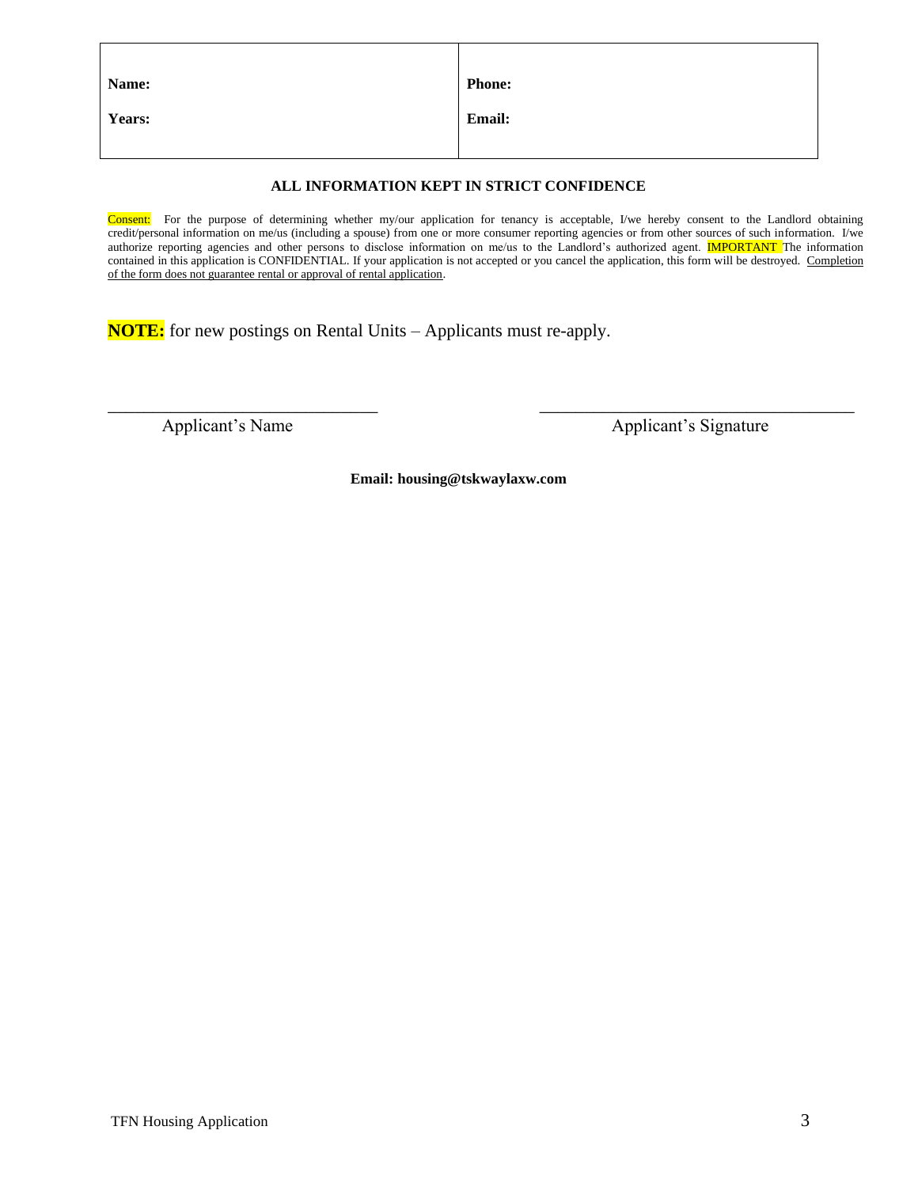| | |
|---|---|
| **Name:** | **Phone:** |
| **Years:** | **Email:** |

**ALL INFORMATION KEPT IN STRICT CONFIDENCE**

Consent: For the purpose of determining whether my/our application for tenancy is acceptable, I/we hereby consent to the Landlord obtaining credit/personal information on me/us (including a spouse) from one or more consumer reporting agencies or from other sources of such information. I/we authorize reporting agencies and other persons to disclose information on me/us to the Landlord's authorized agent. IMPORTANT The information contained in this application is CONFIDENTIAL. If your application is not accepted or you cancel the application, this form will be destroyed. Completion of the form does not guarantee rental or approval of rental application.

**NOTE:** for new postings on Rental Units – Applicants must re-apply.

\_\_\_\_\_\_\_\_\_\_\_\_\_\_\_\_\_\_\_\_\_\_\_\_\_\_\_\_\_\_ Applicant's Name

\_\_\_\_\_\_\_\_\_\_\_\_\_\_\_\_\_\_\_\_\_\_\_\_\_\_\_\_\_\_\_\_\_\_\_ Applicant's Signature

**Email: housing@tskwaylaxw.com**